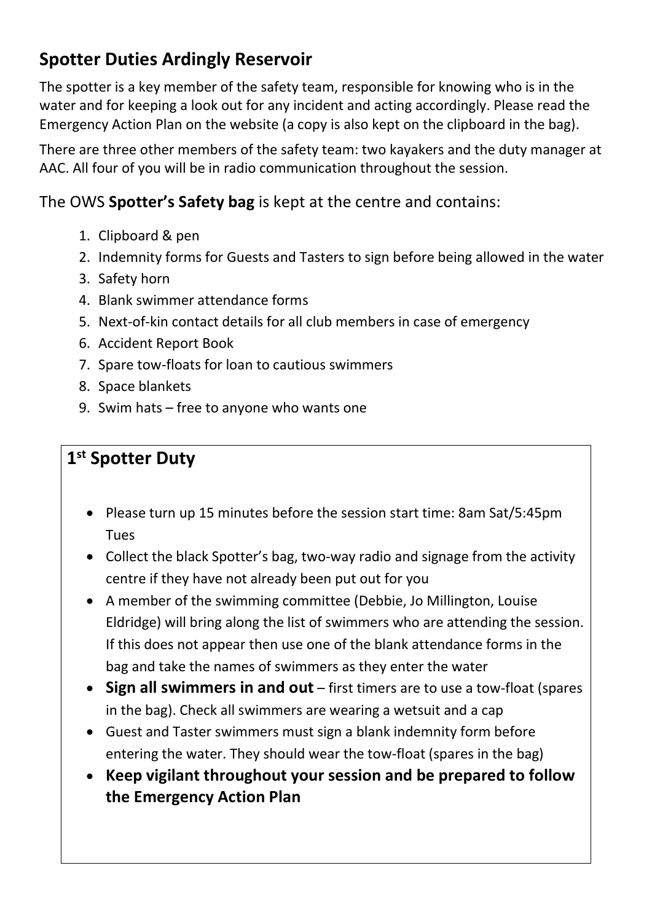## Spotter Duties Ardingly Reservoir

The spotter is a key member of the safety team, responsible for knowing who is in the water and for keeping a look out for any incident and acting accordingly. Please read the Emergency Action Plan on the website (a copy is also kept on the clipboard in the bag).

There are three other members of the safety team: two kayakers and the duty manager at AAC. All four of you will be in radio communication throughout the session.

### The OWS **Spotter's Safety bag** is kept at the centre and contains:

1. Clipboard & pen
2. Indemnity forms for Guests and Tasters to sign before being allowed in the water
3. Safety horn
4. Blank swimmer attendance forms
5. Next-of-kin contact details for all club members in case of emergency
6. Accident Report Book
7. Spare tow-floats for loan to cautious swimmers
8. Space blankets
9. Swim hats – free to anyone who wants one

### 1st Spotter Duty

- Please turn up 15 minutes before the session start time: 8am Sat/5:45pm Tues
- Collect the black Spotter's bag, two-way radio and signage from the activity centre if they have not already been put out for you
- A member of the swimming committee (Debbie, Jo Millington, Louise Eldridge) will bring along the list of swimmers who are attending the session. If this does not appear then use one of the blank attendance forms in the bag and take the names of swimmers as they enter the water
- **Sign all swimmers in and out** – first timers are to use a tow-float (spares in the bag). Check all swimmers are wearing a wetsuit and a cap
- Guest and Taster swimmers must sign a blank indemnity form before entering the water. They should wear the tow-float (spares in the bag)
- **Keep vigilant throughout your session and be prepared to follow the Emergency Action Plan**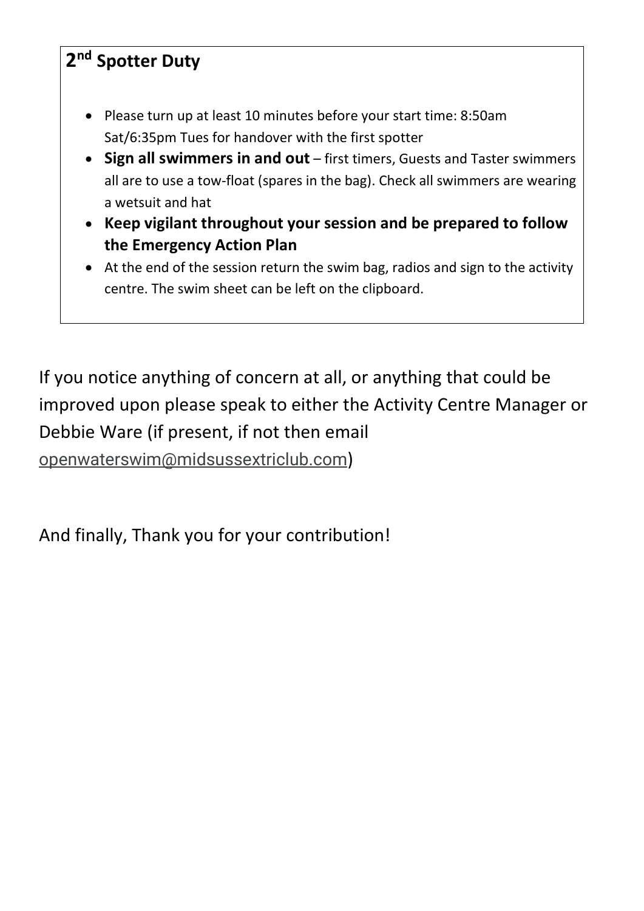## 2nd Spotter Duty

- Please turn up at least 10 minutes before your start time: 8:50am Sat/6:35pm Tues for handover with the first spotter
- **Sign all swimmers in and out** – first timers, Guests and Taster swimmers all are to use a tow-float (spares in the bag). Check all swimmers are wearing a wetsuit and hat
- **Keep vigilant throughout your session and be prepared to follow the Emergency Action Plan**
- At the end of the session return the swim bag, radios and sign to the activity centre. The swim sheet can be left on the clipboard.

If you notice anything of concern at all, or anything that could be improved upon please speak to either the Activity Centre Manager or Debbie Ware (if present, if not then email openwaterswim@midsussextriclub.com)

And finally, Thank you for your contribution!